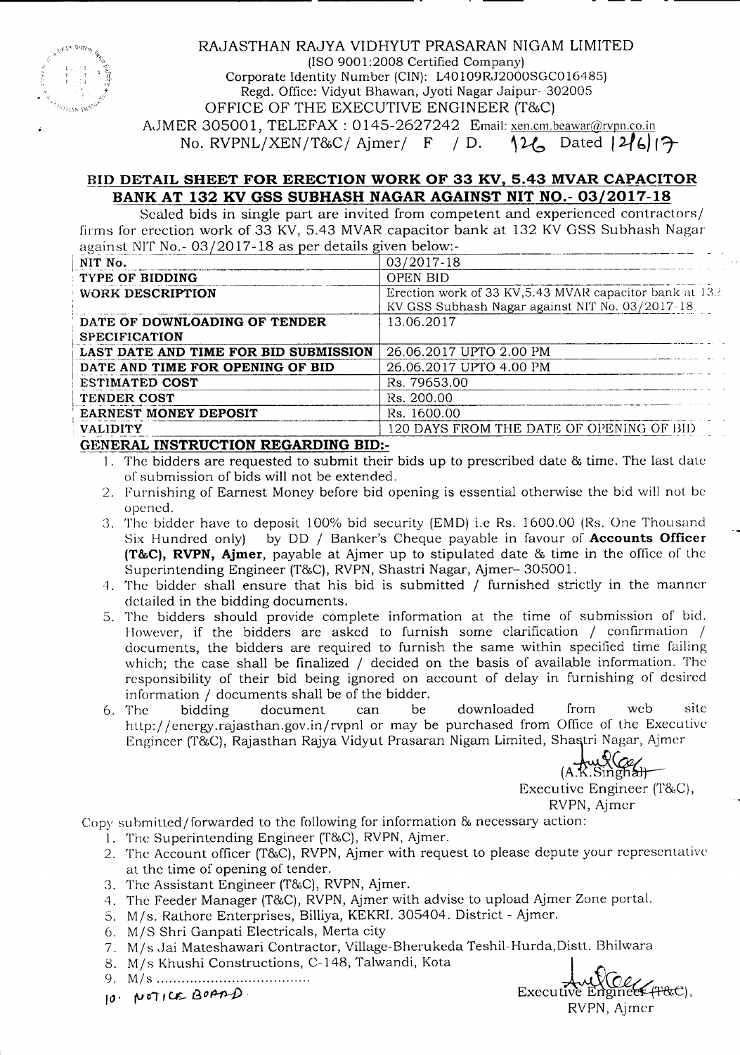RAJASTHAN RAJYA VIDHYUT PRASARAN NIGAM LIMITED

(ISO 9001:2008 Certified Company)

Corporate Identity Number (CIN): L40109RJ2000SGC016485)

Regd. Office: Vidyut Bhawan, Jyoti Nagar Jaipur- 302005

OFFICE OF THE EXECUTIVE ENGINEER (T&C)

AJMER 305001, TELEFAX : 0145-2627242 Email: xen.cm.beawar@rvpn.co.in

No. RVPNL/XEN/T&C/ Ajmer/ F / D. 126 Dated 12/6/17

## BID DETAIL SHEET FOR ERECTION WORK OF 33 KV, 5.43 MVAR CAPACITOR BANK AT 132 KV GSS SUBHASH NAGAR AGAINST NIT NO.- 03/2017-18

Sealed bids in single part are invited from competent and experienced contractors/ firms for erection work of 33 KV, 5.43 MVAR capacitor bank at 132 KV GSS Subhash Nagar against NIT No.- 03/2017-18 as per details given below:-

| NIT No. | 03/2017-18 |
|---|---|
| TYPE OF BIDDING | OPEN BID |
| WORK DESCRIPTION | Erection work of 33 KV,5.43 MVAR capacitor bank at 132 KV GSS Subhash Nagar against NIT No. 03/2017-18 |
| DATE OF DOWNLOADING OF TENDER SPECIFICATION | 13.06.2017 |
| LAST DATE AND TIME FOR BID SUBMISSION | 26.06.2017 UPTO 2.00 PM |
| DATE AND TIME FOR OPENING OF BID | 26.06.2017 UPTO 4.00 PM |
| ESTIMATED COST | Rs. 79653.00 |
| TENDER COST | Rs. 200.00 |
| EARNEST MONEY DEPOSIT | Rs. 1600.00 |
| VALIDITY | 120 DAYS FROM THE DATE OF OPENING OF BID |

### GENERAL INSTRUCTION REGARDING BID:-

1. The bidders are requested to submit their bids up to prescribed date & time. The last date of submission of bids will not be extended.
2. Furnishing of Earnest Money before bid opening is essential otherwise the bid will not be opened.
3. The bidder have to deposit 100% bid security (EMD) i.e Rs. 1600.00 (Rs. One Thousand Six Hundred only) by DD / Banker's Cheque payable in favour of **Accounts Officer (T&C), RVPN, Ajmer**, payable at Ajmer up to stipulated date & time in the office of the Superintending Engineer (T&C), RVPN, Shastri Nagar, Ajmer– 305001.
4. The bidder shall ensure that his bid is submitted / furnished strictly in the manner detailed in the bidding documents.
5. The bidders should provide complete information at the time of submission of bid. However, if the bidders are asked to furnish some clarification / confirmation / documents, the bidders are required to furnish the same within specified time failing which; the case shall be finalized / decided on the basis of available information. The responsibility of their bid being ignored on account of delay in furnishing of desired information / documents shall be of the bidder.
6. The bidding document can be downloaded from web site http://energy.rajasthan.gov.in/rvpnl or may be purchased from Office of the Executive Engineer (T&C), Rajasthan Rajya Vidyut Prasaran Nigam Limited, Shastri Nagar, Ajmer

(A.K.Singhal)

Executive Engineer (T&C),

RVPN, Ajmer

Copy submitted/forwarded to the following for information & necessary action:

1. The Superintending Engineer (T&C), RVPN, Ajmer.
2. The Account officer (T&C), RVPN, Ajmer with request to please depute your representative at the time of opening of tender.
3. The Assistant Engineer (T&C), RVPN, Ajmer.
4. The Feeder Manager (T&C), RVPN, Ajmer with advise to upload Ajmer Zone portal.
5. M/s. Rathore Enterprises, Billiya, KEKRI. 305404. District - Ajmer.
6. M/S Shri Ganpati Electricals, Merta city
7. M/s Jai Mateshawari Contractor, Village-Bherukeda Teshil-Hurda,Distt. Bhilwara
8. M/s Khushi Constructions, C-148, Talwandi, Kota
9. M/s ....................................
10. NOTICE BOARD

Executive Engineer (T&C),

RVPN, Ajmer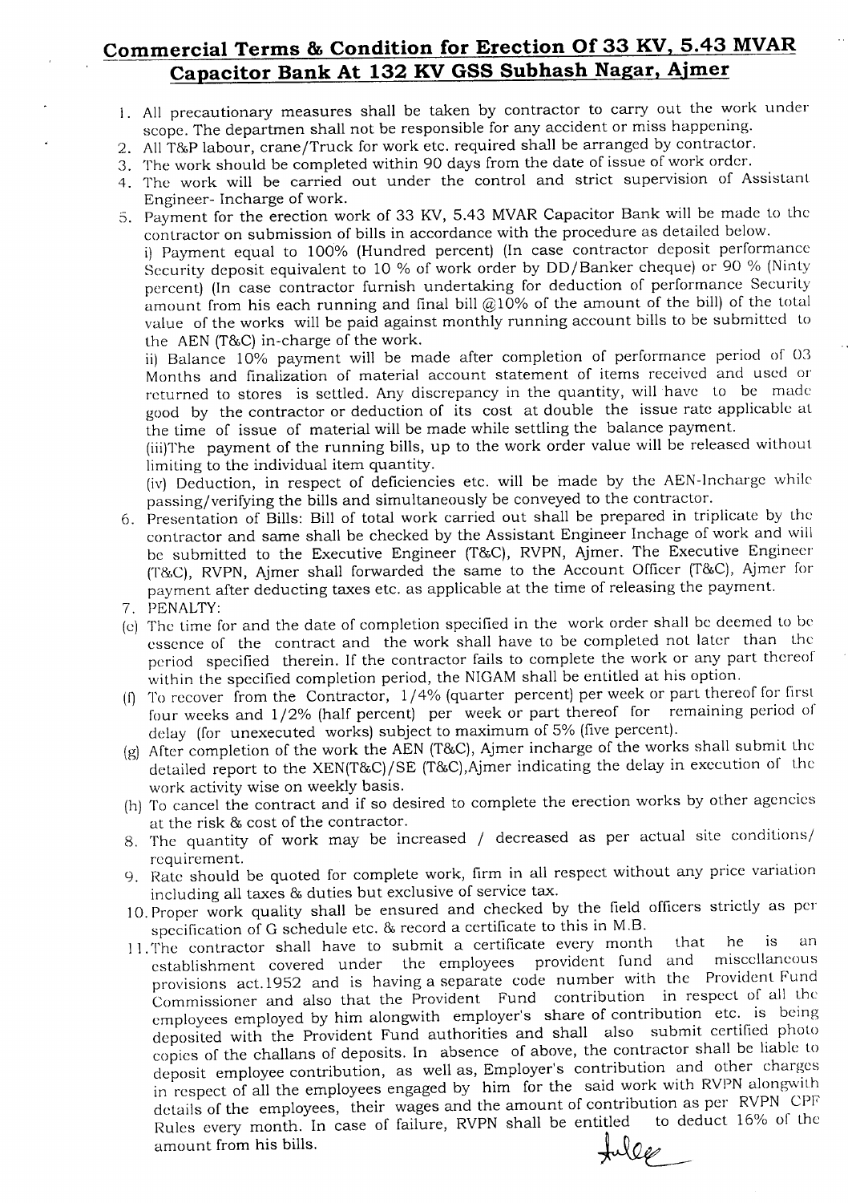# Commercial Terms & Condition for Erection Of 33 KV, 5.43 MVAR Capacitor Bank At 132 KV GSS Subhash Nagar, Ajmer

1. All precautionary measures shall be taken by contractor to carry out the work under scope. The departmen shall not be responsible for any accident or miss happening.
2. All T&P labour, crane/Truck for work etc. required shall be arranged by contractor.
3. The work should be completed within 90 days from the date of issue of work order.
4. The work will be carried out under the control and strict supervision of Assistant Engineer- Incharge of work.
5. Payment for the erection work of 33 KV, 5.43 MVAR Capacitor Bank will be made to the contractor on submission of bills in accordance with the procedure as detailed below.

   i) Payment equal to 100% (Hundred percent) (In case contractor deposit performance Security deposit equivalent to 10 % of work order by DD/Banker cheque) or 90 % (Ninty percent) (In case contractor furnish undertaking for deduction of performance Security amount from his each running and final bill @10% of the amount of the bill) of the total value of the works will be paid against monthly running account bills to be submitted to the AEN (T&C) in-charge of the work.

   ii) Balance 10% payment will be made after completion of performance period of 03 Months and finalization of material account statement of items received and used or returned to stores is settled. Any discrepancy in the quantity, will have to be made good by the contractor or deduction of its cost at double the issue rate applicable at the time of issue of material will be made while settling the balance payment.

   (iii)The payment of the running bills, up to the work order value will be released without limiting to the individual item quantity.

   (iv) Deduction, in respect of deficiencies etc. will be made by the AEN-Incharge while passing/verifying the bills and simultaneously be conveyed to the contractor.
6. Presentation of Bills: Bill of total work carried out shall be prepared in triplicate by the contractor and same shall be checked by the Assistant Engineer Inchage of work and will be submitted to the Executive Engineer (T&C), RVPN, Ajmer. The Executive Engineer (T&C), RVPN, Ajmer shall forwarded the same to the Account Officer (T&C), Ajmer for payment after deducting taxes etc. as applicable at the time of releasing the payment.
7. PENALTY:

(e) The time for and the date of completion specified in the work order shall be deemed to be essence of the contract and the work shall have to be completed not later than the period specified therein. If the contractor fails to complete the work or any part thereof within the specified completion period, the NIGAM shall be entitled at his option.

(f) To recover from the Contractor, 1/4% (quarter percent) per week or part thereof for first four weeks and 1/2% (half percent) per week or part thereof for remaining period of delay (for unexecuted works) subject to maximum of 5% (five percent).

(g) After completion of the work the AEN (T&C), Ajmer incharge of the works shall submit the detailed report to the XEN(T&C)/SE (T&C),Ajmer indicating the delay in execution of the work activity wise on weekly basis.

(h) To cancel the contract and if so desired to complete the erection works by other agencies at the risk & cost of the contractor.

8. The quantity of work may be increased / decreased as per actual site conditions/ requirement.
9. Rate should be quoted for complete work, firm in all respect without any price variation including all taxes & duties but exclusive of service tax.
10. Proper work quality shall be ensured and checked by the field officers strictly as per specification of G schedule etc. & record a certificate to this in M.B.
11. The contractor shall have to submit a certificate every month that he is an establishment covered under the employees provident fund and miscellaneous provisions act.1952 and is having a separate code number with the Provident Fund Commissioner and also that the Provident Fund contribution in respect of all the employees employed by him alongwith employer's share of contribution etc. is being deposited with the Provident Fund authorities and shall also submit certified photo copies of the challans of deposits. In absence of above, the contractor shall be liable to deposit employee contribution, as well as, Employer's contribution and other charges in respect of all the employees engaged by him for the said work with RVPN alongwith details of the employees, their wages and the amount of contribution as per RVPN CPF Rules every month. In case of failure, RVPN shall be entitled to deduct 16% of the amount from his bills.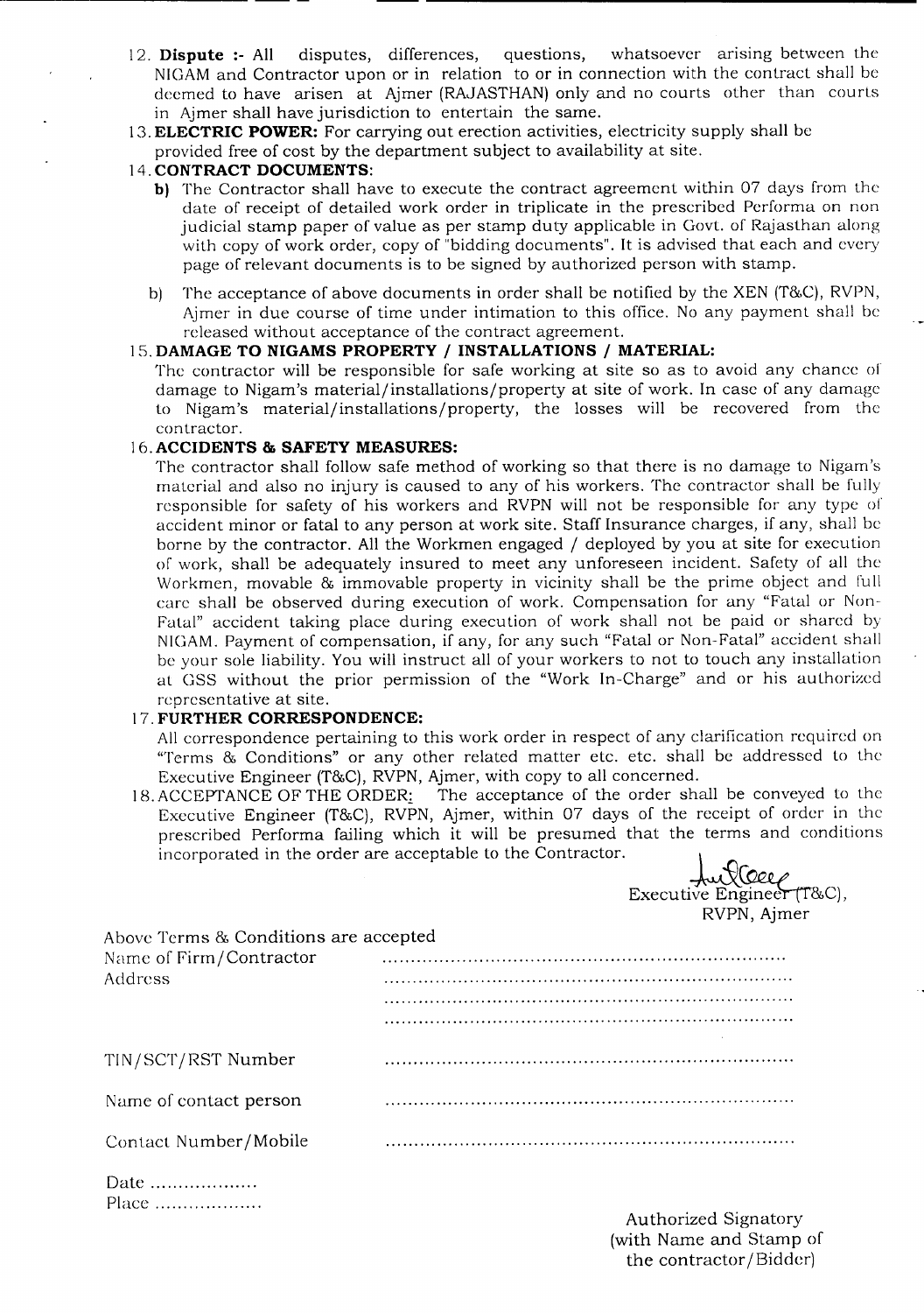12. **Dispute :-** All disputes, differences, questions, whatsoever arising between the NIGAM and Contractor upon or in relation to or in connection with the contract shall be deemed to have arisen at Ajmer (RAJASTHAN) only and no courts other than courts in Ajmer shall have jurisdiction to entertain the same.
13. **ELECTRIC POWER:** For carrying out erection activities, electricity supply shall be provided free of cost by the department subject to availability at site.
14. **CONTRACT DOCUMENTS:**
    - **b)** The Contractor shall have to execute the contract agreement within 07 days from the date of receipt of detailed work order in triplicate in the prescribed Performa on non judicial stamp paper of value as per stamp duty applicable in Govt. of Rajasthan along with copy of work order, copy of "bidding documents". It is advised that each and every page of relevant documents is to be signed by authorized person with stamp.
    - b) The acceptance of above documents in order shall be notified by the XEN (T&C), RVPN, Ajmer in due course of time under intimation to this office. No any payment shall be released without acceptance of the contract agreement.
15. **DAMAGE TO NIGAMS PROPERTY / INSTALLATIONS / MATERIAL:**
    The contractor will be responsible for safe working at site so as to avoid any chance of damage to Nigam's material/installations/property at site of work. In case of any damage to Nigam's material/installations/property, the losses will be recovered from the contractor.
16. **ACCIDENTS & SAFETY MEASURES:**
    The contractor shall follow safe method of working so that there is no damage to Nigam's material and also no injury is caused to any of his workers. The contractor shall be fully responsible for safety of his workers and RVPN will not be responsible for any type of accident minor or fatal to any person at work site. Staff Insurance charges, if any, shall be borne by the contractor. All the Workmen engaged / deployed by you at site for execution of work, shall be adequately insured to meet any unforeseen incident. Safety of all the Workmen, movable & immovable property in vicinity shall be the prime object and full care shall be observed during execution of work. Compensation for any "Fatal or Non-Fatal" accident taking place during execution of work shall not be paid or shared by NIGAM. Payment of compensation, if any, for any such "Fatal or Non-Fatal" accident shall be your sole liability. You will instruct all of your workers to not to touch any installation at GSS without the prior permission of the "Work In-Charge" and or his authorized representative at site.
17. **FURTHER CORRESPONDENCE:**
    All correspondence pertaining to this work order in respect of any clarification required on "Terms & Conditions" or any other related matter etc. etc. shall be addressed to the Executive Engineer (T&C), RVPN, Ajmer, with copy to all concerned.
18. ACCEPTANCE OF THE ORDER: The acceptance of the order shall be conveyed to the Executive Engineer (T&C), RVPN, Ajmer, within 07 days of the receipt of order in the prescribed Performa failing which it will be presumed that the terms and conditions incorporated in the order are acceptable to the Contractor.

Executive Engineer (T&C),
RVPN, Ajmer

Above Terms & Conditions are accepted

Name of Firm/Contractor ......................................................................

Address ......................................................................

......................................................................

......................................................................

TIN/SCT/RST Number ......................................................................

Name of contact person ......................................................................

Contact Number/Mobile ......................................................................

Date ...................

Place ...................

Authorized Signatory
(with Name and Stamp of
the contractor/Bidder)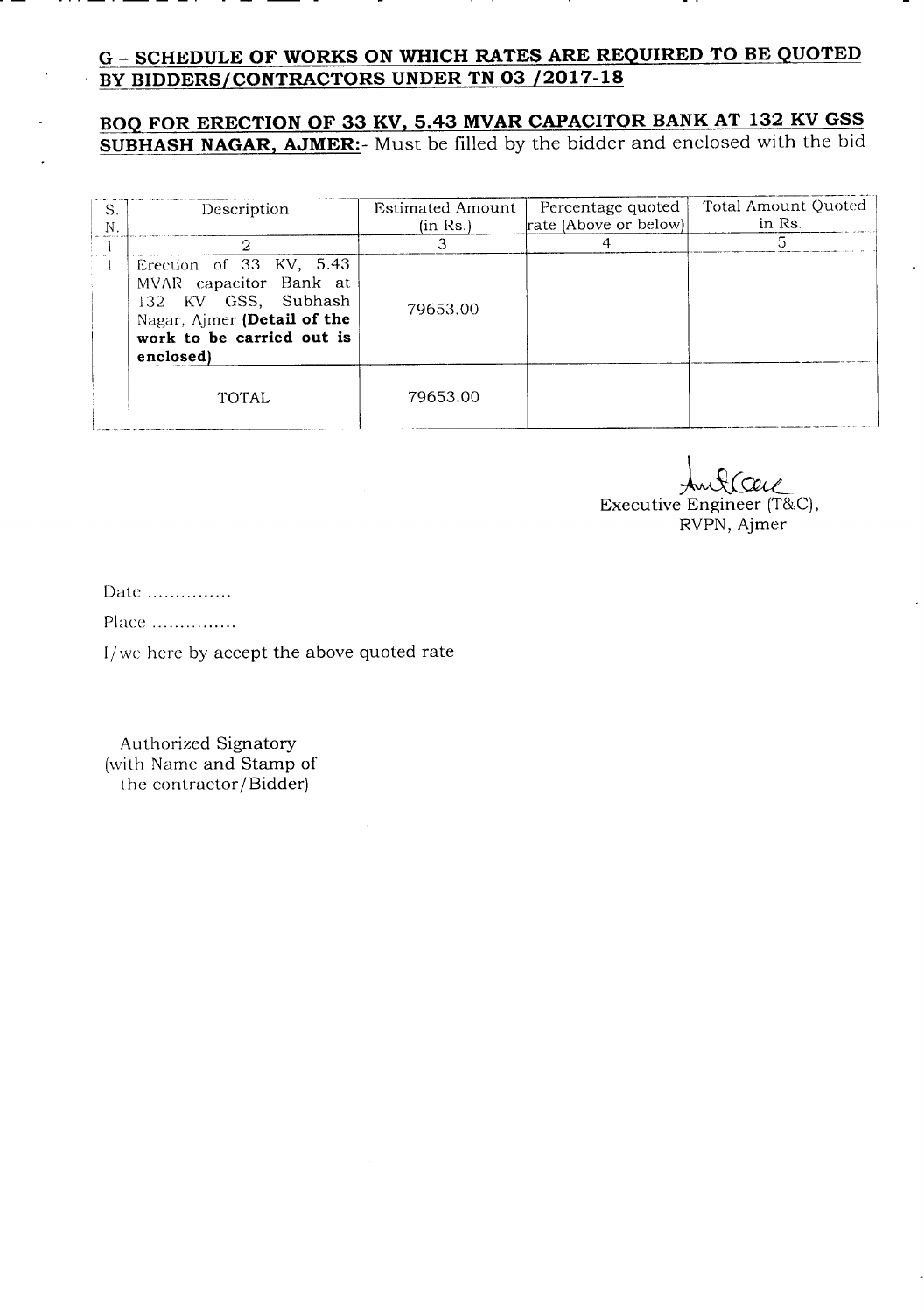## G – SCHEDULE OF WORKS ON WHICH RATES ARE REQUIRED TO BE QUOTED BY BIDDERS/CONTRACTORS UNDER TN 03 /2017-18

**BOQ FOR ERECTION OF 33 KV, 5.43 MVAR CAPACITOR BANK AT 132 KV GSS SUBHASH NAGAR, AJMER:**- Must be filled by the bidder and enclosed with the bid

| S. N. | Description | Estimated Amount (in Rs.) | Percentage quoted rate (Above or below) | Total Amount Quoted in Rs. |
|---|---|---|---|---|
| 1 | 2 | 3 | 4 | 5 |
| 1 | Erection of 33 KV, 5.43 MVAR capacitor Bank at 132 KV GSS, Subhash Nagar, Ajmer **(Detail of the work to be carried out is enclosed)** | 79653.00 | | |
| | TOTAL | 79653.00 | | |

Executive Engineer (T&C),
RVPN, Ajmer

Date ...............

Place ...............

I/we here by accept the above quoted rate

Authorized Signatory
(with Name and Stamp of the contractor/Bidder)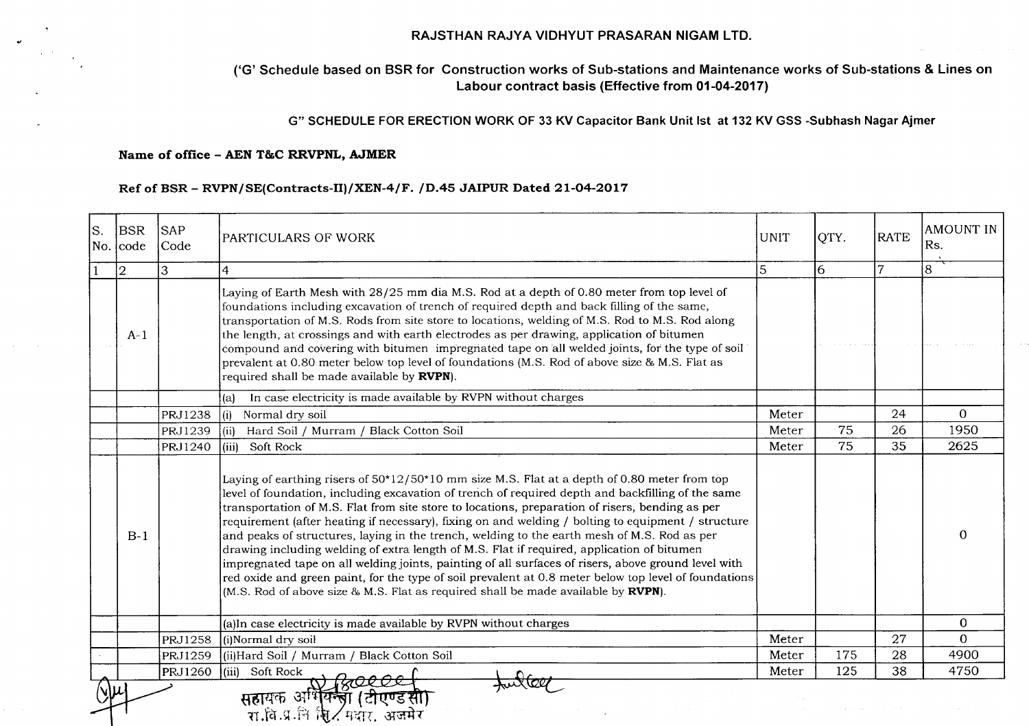# RAJSTHAN RAJYA VIDHYUT PRASARAN NIGAM LTD.

## ('G' Schedule based on BSR for Construction works of Sub-stations and Maintenance works of Sub-stations & Lines on Labour contract basis (Effective from 01-04-2017)

### G" SCHEDULE FOR ERECTION WORK OF 33 KV Capacitor Bank Unit Ist at 132 KV GSS -Subhash Nagar Ajmer

**Name of office – AEN T&C RRVPNL, AJMER**

**Ref of BSR – RVPN/SE(Contracts-II)/XEN-4/F. /D.45 JAIPUR Dated 21-04-2017**

| S. No. | BSR code | SAP Code | PARTICULARS OF WORK | UNIT | QTY. | RATE | AMOUNT IN Rs. |
|---|---|---|---|---|---|---|---|
| 1 | 2 | 3 | 4 | 5 | 6 | 7 | 8 |
| | A-1 | | Laying of Earth Mesh with 28/25 mm dia M.S. Rod at a depth of 0.80 meter from top level of foundations including excavation of trench of required depth and back filling of the same, transportation of M.S. Rods from site store to locations, welding of M.S. Rod to M.S. Rod along the length, at crossings and with earth electrodes as per drawing, application of bitumen compound and covering with bitumen impregnated tape on all welded joints, for the type of soil prevalent at 0.80 meter below top level of foundations (M.S. Rod of above size & M.S. Flat as required shall be made available by **RVPN**). | | | | |
| | | | (a) In case electricity is made available by RVPN without charges | | | | |
| | | PRJ1238 | (i) Normal dry soil | Meter | | 24 | 0 |
| | | PRJ1239 | (ii) Hard Soil / Murram / Black Cotton Soil | Meter | 75 | 26 | 1950 |
| | | PRJ1240 | (iii) Soft Rock | Meter | 75 | 35 | 2625 |
| | B-1 | | Laying of earthing risers of 50*12/50*10 mm size M.S. Flat at a depth of 0.80 meter from top level of foundation, including excavation of trench of required depth and backfilling of the same transportation of M.S. Flat from site store to locations, preparation of risers, bending as per requirement (after heating if necessary), fixing on and welding / bolting to equipment / structure and peaks of structures, laying in the trench, welding to the earth mesh of M.S. Rod as per drawing including welding of extra length of M.S. Flat if required, application of bitumen impregnated tape on all welding joints, painting of all surfaces of risers, above ground level with red oxide and green paint, for the type of soil prevalent at 0.8 meter below top level of foundations (M.S. Rod of above size & M.S. Flat as required shall be made available by **RVPN**). | | | | 0 |
| | | | (a)In case electricity is made available by RVPN without charges | | | | 0 |
| | | PRJ1258 | (i)Normal dry soil | Meter | | 27 | 0 |
| | | PRJ1259 | (ii)Hard Soil / Murram / Black Cotton Soil | Meter | 175 | 28 | 4900 |
| | | PRJ1260 | (iii) Soft Rock | Meter | 125 | 38 | 4750 |

सहायक अभियन्ता (टीएण्डसी)
रा.वि.प्र.नि लि./ मदार, अजमेर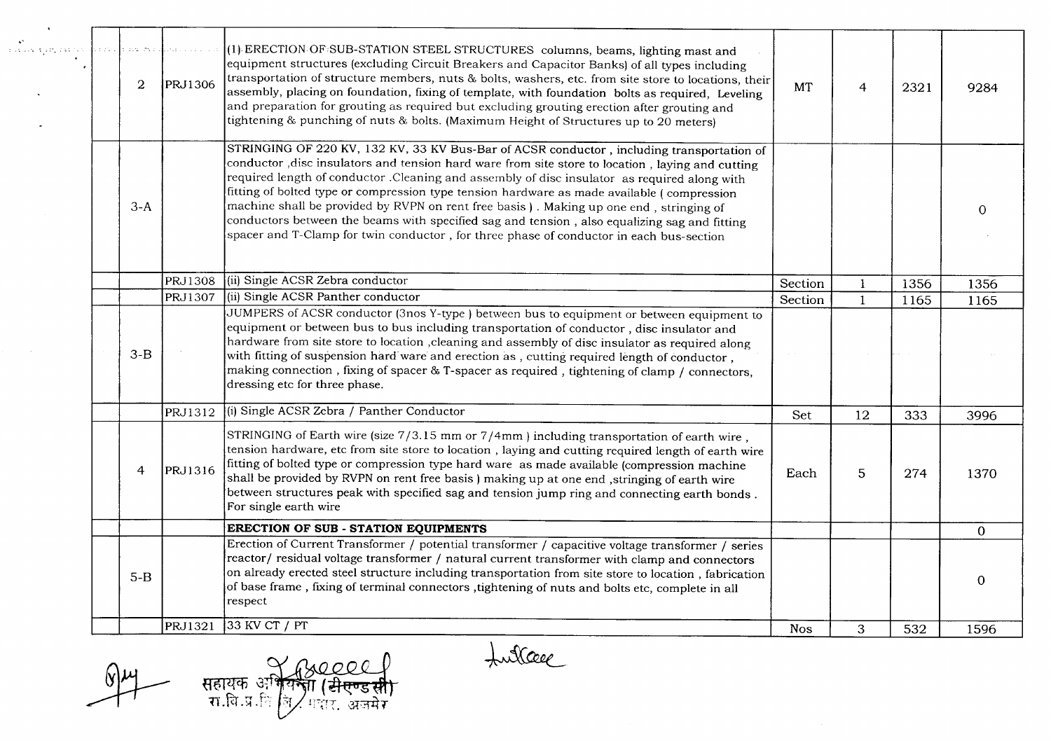|  |  |  |  |  |  |  |  |
|---|---|---|---|---|---|---|---|
|  | 2 | PRJ1306 | (1) ERECTION OF SUB-STATION STEEL STRUCTURES columns, beams, lighting mast and equipment structures (excluding Circuit Breakers and Capacitor Banks) of all types including transportation of structure members, nuts & bolts, washers, etc. from site store to locations, their assembly, placing on foundation, fixing of template, with foundation bolts as required, Leveling and preparation for grouting as required but excluding grouting erection after grouting and tightening & punching of nuts & bolts. (Maximum Height of Structures up to 20 meters) | MT | 4 | 2321 | 9284 |
|  | 3-A |  | STRINGING OF 220 KV, 132 KV, 33 KV Bus-Bar of ACSR conductor , including transportation of conductor ,disc insulators and tension hard ware from site store to location , laying and cutting required length of conductor .Cleaning and assembly of disc insulator as required along with fitting of bolted type or compression type tension hardware as made available ( compression machine shall be provided by RVPN on rent free basis ) . Making up one end , stringing of conductors between the beams with specified sag and tension , also equalizing sag and fitting spacer and T-Clamp for twin conductor , for three phase of conductor in each bus-section |  |  |  | 0 |
|  |  | PRJ1308 | (ii) Single ACSR Zebra conductor | Section | 1 | 1356 | 1356 |
|  |  | PRJ1307 | (ii) Single ACSR Panther conductor | Section | 1 | 1165 | 1165 |
|  | 3-B |  | JUMPERS of ACSR conductor (3nos Y-type ) between bus to equipment or between equipment to equipment or between bus to bus including transportation of conductor , disc insulator and hardware from site store to location ,cleaning and assembly of disc insulator as required along with fitting of suspension hard ware and erection as , cutting required length of conductor , making connection , fixing of spacer & T-spacer as required , tightening of clamp / connectors, dressing etc for three phase. |  |  |  |  |
|  |  | PRJ1312 | (i) Single ACSR Zebra / Panther Conductor | Set | 12 | 333 | 3996 |
|  | 4 | PRJ1316 | STRINGING of Earth wire (size 7/3.15 mm or 7/4mm ) including transportation of earth wire , tension hardware, etc from site store to location , laying and cutting required length of earth wire fitting of bolted type or compression type hard ware as made available (compression machine shall be provided by RVPN on rent free basis ) making up at one end ,stringing of earth wire between structures peak with specified sag and tension jump ring and connecting earth bonds . For single earth wire | Each | 5 | 274 | 1370 |
|  |  |  | **ERECTION OF SUB - STATION EQUIPMENTS** |  |  |  | 0 |
|  | 5-B |  | Erection of Current Transformer / potential transformer / capacitive voltage transformer / series reactor/ residual voltage transformer / natural current transformer with clamp and connectors on already erected steel structure including transportation from site store to location , fabrication of base frame , fixing of terminal connectors ,tightening of nuts and bolts etc, complete in all respect |  |  |  | 0 |
|  |  | PRJ1321 | 33 KV CT / PT | Nos | 3 | 532 | 1596 |

सहायक अभियन्ता (सीएण्डसी)
रा.वि.प्र.नि.लि., अजमेर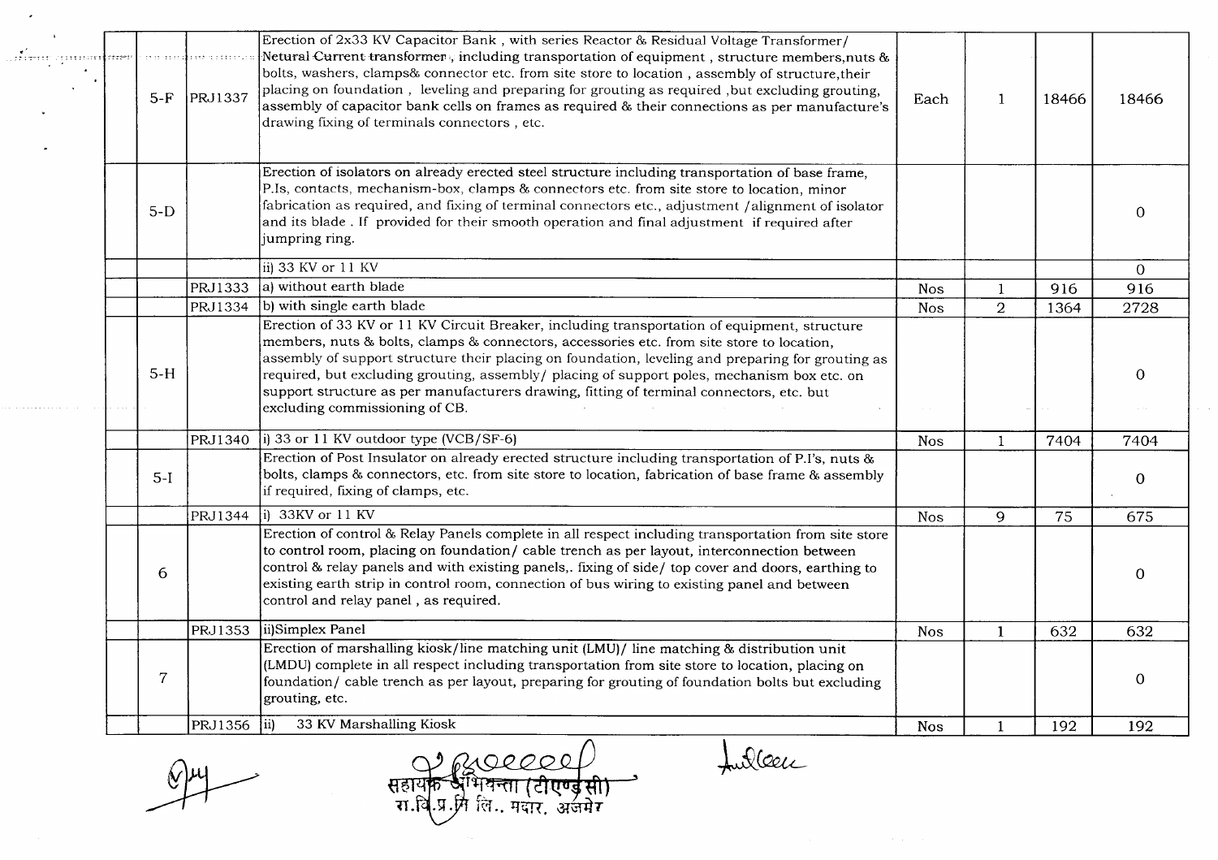| | | | | | | | |
|---|---|---|---|---|---|---|---|
| | 5-F | PRJ1337 | Erection of 2x33 KV Capacitor Bank , with series Reactor & Residual Voltage Transformer/ Netural Current transformer , including transportation of equipment , structure members,nuts & bolts, washers, clamps& connector etc. from site store to location , assembly of structure,their placing on foundation , leveling and preparing for grouting as required ,but excluding grouting, assembly of capacitor bank cells on frames as required & their connections as per manufacture's drawing fixing of terminals connectors , etc. | Each | 1 | 18466 | 18466 |
| | 5-D | | Erection of isolators on already erected steel structure including transportation of base frame, P.Is, contacts, mechanism-box, clamps & connectors etc. from site store to location, minor fabrication as required, and fixing of terminal connectors etc., adjustment /alignment of isolator and its blade . If provided for their smooth operation and final adjustment if required after jumpring ring. | | | | 0 |
| | | | ii) 33 KV or 11 KV | | | | 0 |
| | | PRJ1333 | a) without earth blade | Nos | 1 | 916 | 916 |
| | | PRJ1334 | b) with single earth blade | Nos | 2 | 1364 | 2728 |
| | 5-H | | Erection of 33 KV or 11 KV Circuit Breaker, including transportation of equipment, structure members, nuts & bolts, clamps & connectors, accessories etc. from site store to location, assembly of support structure their placing on foundation, leveling and preparing for grouting as required, but excluding grouting, assembly/ placing of support poles, mechanism box etc. on support structure as per manufacturers drawing, fitting of terminal connectors, etc. but excluding commissioning of CB. | | | | 0 |
| | | PRJ1340 | i) 33 or 11 KV outdoor type (VCB/SF-6) | Nos | 1 | 7404 | 7404 |
| | 5-I | | Erection of Post Insulator on already erected structure including transportation of P.I's, nuts & bolts, clamps & connectors, etc. from site store to location, fabrication of base frame & assembly if required, fixing of clamps, etc. | | | | 0 |
| | | PRJ1344 | i) 33KV or 11 KV | Nos | 9 | 75 | 675 |
| | 6 | | Erection of control & Relay Panels complete in all respect including transportation from site store to control room, placing on foundation/ cable trench as per layout, interconnection between control & relay panels and with existing panels,. fixing of side/ top cover and doors, earthing to existing earth strip in control room, connection of bus wiring to existing panel and between control and relay panel , as required. | | | | 0 |
| | | PRJ1353 | ii)Simplex Panel | Nos | 1 | 632 | 632 |
| | 7 | | Erection of marshalling kiosk/line matching unit (LMU)/ line matching & distribution unit (LMDU) complete in all respect including transportation from site store to location, placing on foundation/ cable trench as per layout, preparing for grouting of foundation bolts but excluding grouting, etc. | | | | 0 |
| | | PRJ1356 | ii) 33 KV Marshalling Kiosk | Nos | 1 | 192 | 192 |

सहायक अभियन्ता (टीएण्डसी)
रा.वि.प्र.नि लि.. मदार, अजमेर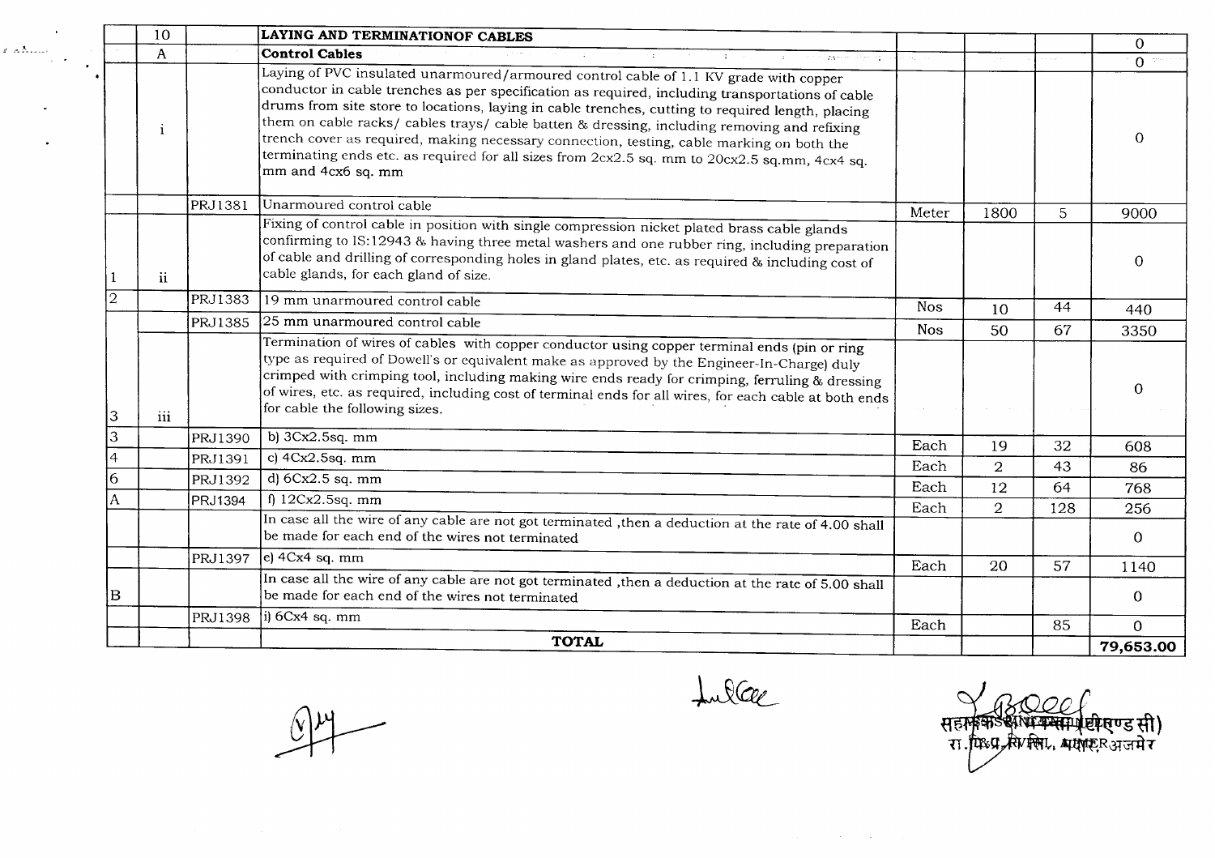| | | | | | | | |
|---|---|---|---|---|---|---|---|
| | 10 | | **LAYING AND TERMINATIONOF CABLES** | | | | 0 |
| | A | | **Control Cables** | | | | 0 |
| | i | | Laying of PVC insulated unarmoured/armoured control cable of 1.1 KV grade with copper conductor in cable trenches as per specification as required, including transportations of cable drums from site store to locations, laying in cable trenches, cutting to required length, placing them on cable racks/ cables trays/ cable batten & dressing, including removing and refixing trench cover as required, making necessary connection, testing, cable marking on both the terminating ends etc. as required for all sizes from 2cx2.5 sq. mm to 20cx2.5 sq.mm, 4cx4 sq. mm and 4cx6 sq. mm | | | | 0 |
| | | PRJ1381 | Unarmoured control cable | Meter | 1800 | 5 | 9000 |
| 1 | ii | | Fixing of control cable in position with single compression nicket plated brass cable glands confirming to IS:12943 & having three metal washers and one rubber ring, including preparation of cable and drilling of corresponding holes in gland plates, etc. as required & including cost of cable glands, for each gland of size. | | | | 0 |
| 2 | | PRJ1383 | 19 mm unarmoured control cable | Nos | 10 | 44 | 440 |
| | | PRJ1385 | 25 mm unarmoured control cable | Nos | 50 | 67 | 3350 |
| 3 | iii | | Termination of wires of cables with copper conductor using copper terminal ends (pin or ring type as required of Dowell's or equivalent make as approved by the Engineer-In-Charge) duly crimped with crimping tool, including making wire ends ready for crimping, ferruling & dressing of wires, etc. as required, including cost of terminal ends for all wires, for each cable at both ends for cable the following sizes. | | | | 0 |
| 3 | | PRJ1390 | b) 3Cx2.5sq. mm | Each | 19 | 32 | 608 |
| 4 | | PRJ1391 | c) 4Cx2.5sq. mm | Each | 2 | 43 | 86 |
| 6 | | PRJ1392 | d) 6Cx2.5 sq. mm | Each | 12 | 64 | 768 |
| A | | PRJ1394 | f) 12Cx2.5sq. mm | Each | 2 | 128 | 256 |
| | | | In case all the wire of any cable are not got terminated ,then a deduction at the rate of 4.00 shall be made for each end of the wires not terminated | | | | 0 |
| | | PRJ1397 | e) 4Cx4 sq. mm | Each | 20 | 57 | 1140 |
| B | | | In case all the wire of any cable are not got terminated ,then a deduction at the rate of 5.00 shall be made for each end of the wires not terminated | | | | 0 |
| | | PRJ1398 | i) 6Cx4 sq. mm | Each | | 85 | 0 |
| | | | **TOTAL** | | | | **79,653.00** |

सहायक अभियन्ता (खण्ड सी)
रा.वि.प्र.नि.लि., अजमेर